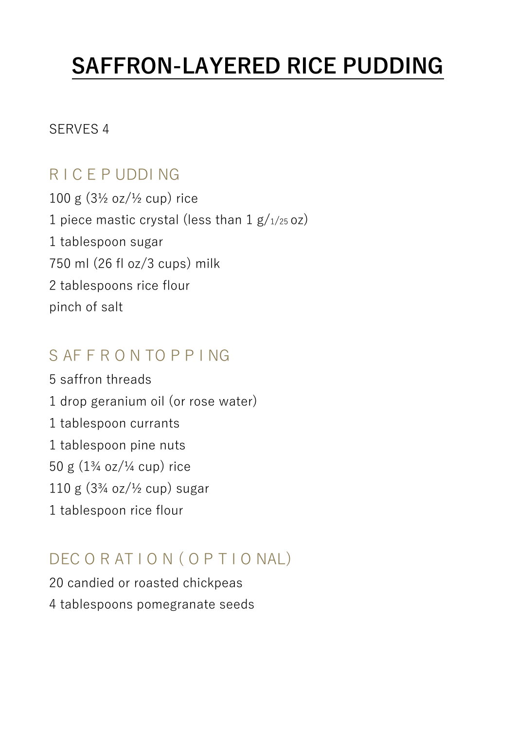# SAFFRON-LAYERED RICE PUDDING

SERVES 4

## RICE PUDDING

100 g (3½ oz/½ cup) rice
1 piece mastic crystal (less than 1 g/1/25 oz)
1 tablespoon sugar
750 ml (26 fl oz/3 cups) milk
2 tablespoons rice flour
pinch of salt

## SAFFRON TOPPING

5 saffron threads
1 drop geranium oil (or rose water)
1 tablespoon currants
1 tablespoon pine nuts
50 g (1¾ oz/¼ cup) rice
110 g (3¾ oz/½ cup) sugar
1 tablespoon rice flour

## DECORATION (OPTIONAL)

20 candied or roasted chickpeas
4 tablespoons pomegranate seeds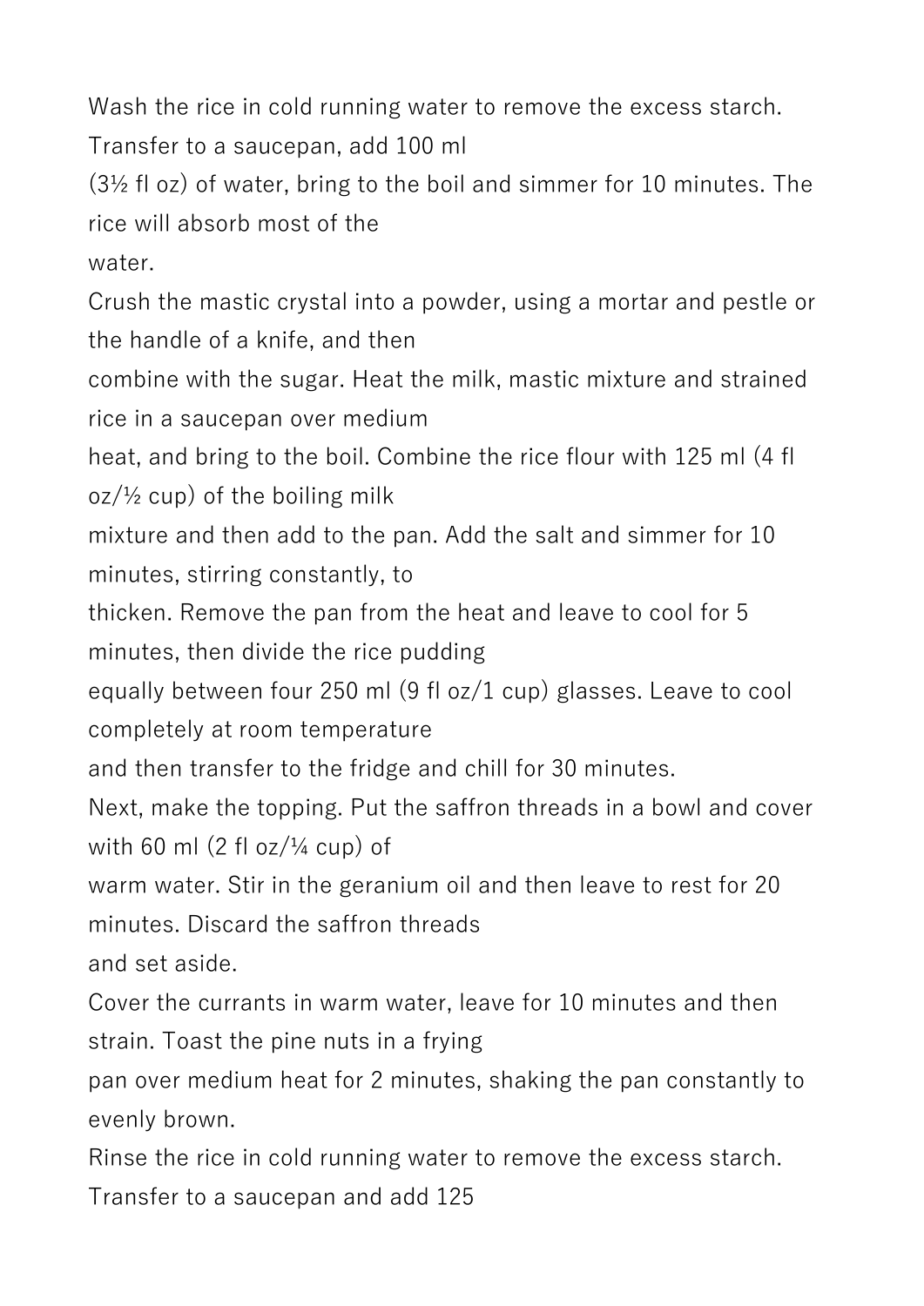Wash the rice in cold running water to remove the excess starch. Transfer to a saucepan, add 100 ml (3½ fl oz) of water, bring to the boil and simmer for 10 minutes. The rice will absorb most of the water.

Crush the mastic crystal into a powder, using a mortar and pestle or the handle of a knife, and then combine with the sugar. Heat the milk, mastic mixture and strained rice in a saucepan over medium heat, and bring to the boil. Combine the rice flour with 125 ml (4 fl oz/½ cup) of the boiling milk mixture and then add to the pan. Add the salt and simmer for 10 minutes, stirring constantly, to thicken. Remove the pan from the heat and leave to cool for 5 minutes, then divide the rice pudding equally between four 250 ml (9 fl oz/1 cup) glasses. Leave to cool completely at room temperature and then transfer to the fridge and chill for 30 minutes.

Next, make the topping. Put the saffron threads in a bowl and cover with 60 ml (2 fl oz/¼ cup) of warm water. Stir in the geranium oil and then leave to rest for 20 minutes. Discard the saffron threads and set aside.

Cover the currants in warm water, leave for 10 minutes and then strain. Toast the pine nuts in a frying pan over medium heat for 2 minutes, shaking the pan constantly to evenly brown.

Rinse the rice in cold running water to remove the excess starch. Transfer to a saucepan and add 125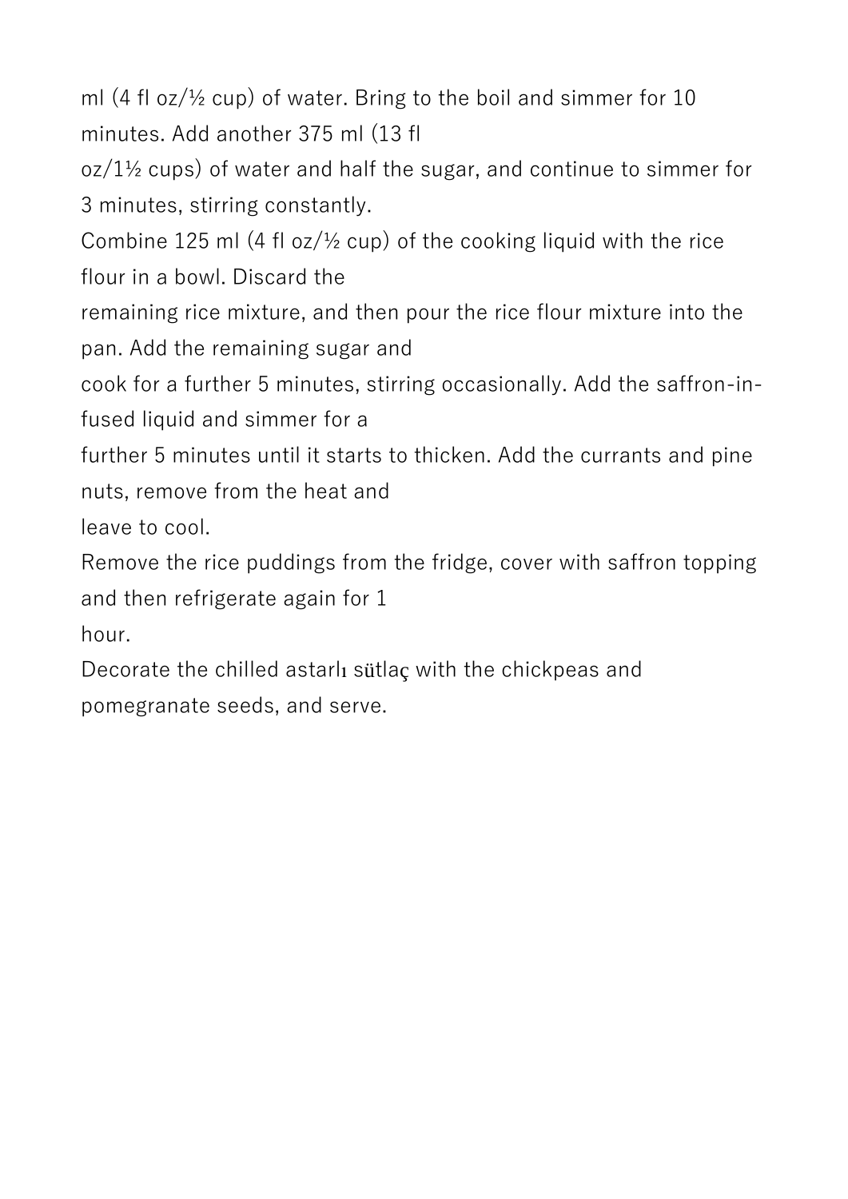ml (4 fl oz/½ cup) of water. Bring to the boil and simmer for 10 minutes. Add another 375 ml (13 fl oz/1½ cups) of water and half the sugar, and continue to simmer for 3 minutes, stirring constantly.

Combine 125 ml (4 fl oz/½ cup) of the cooking liquid with the rice flour in a bowl. Discard the remaining rice mixture, and then pour the rice flour mixture into the pan. Add the remaining sugar and cook for a further 5 minutes, stirring occasionally. Add the saffron-infused liquid and simmer for a further 5 minutes until it starts to thicken. Add the currants and pine nuts, remove from the heat and leave to cool.

Remove the rice puddings from the fridge, cover with saffron topping and then refrigerate again for 1 hour.

Decorate the chilled astarlı sütlaç with the chickpeas and pomegranate seeds, and serve.